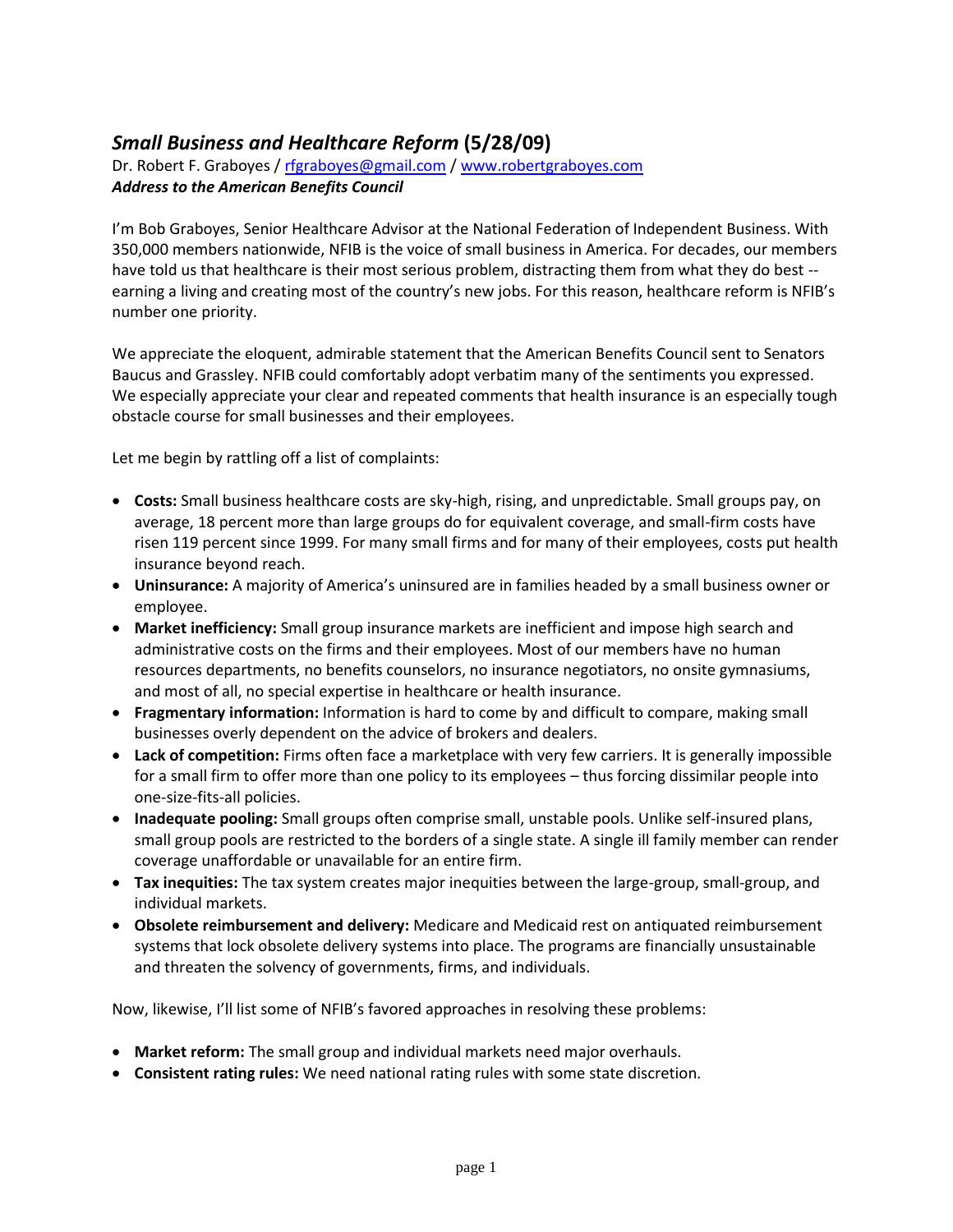## *Small Business and Healthcare Reform* (5/28/09)

Dr. Robert F. Graboyes / rfgraboyes@gmail.com / www.robertgraboyes.com
***Address to the American Benefits Council***

I'm Bob Graboyes, Senior Healthcare Advisor at the National Federation of Independent Business. With 350,000 members nationwide, NFIB is the voice of small business in America. For decades, our members have told us that healthcare is their most serious problem, distracting them from what they do best -- earning a living and creating most of the country's new jobs. For this reason, healthcare reform is NFIB's number one priority.

We appreciate the eloquent, admirable statement that the American Benefits Council sent to Senators Baucus and Grassley. NFIB could comfortably adopt verbatim many of the sentiments you expressed. We especially appreciate your clear and repeated comments that health insurance is an especially tough obstacle course for small businesses and their employees.

Let me begin by rattling off a list of complaints:

- **Costs:** Small business healthcare costs are sky-high, rising, and unpredictable. Small groups pay, on average, 18 percent more than large groups do for equivalent coverage, and small-firm costs have risen 119 percent since 1999. For many small firms and for many of their employees, costs put health insurance beyond reach.
- **Uninsurance:** A majority of America's uninsured are in families headed by a small business owner or employee.
- **Market inefficiency:** Small group insurance markets are inefficient and impose high search and administrative costs on the firms and their employees. Most of our members have no human resources departments, no benefits counselors, no insurance negotiators, no onsite gymnasiums, and most of all, no special expertise in healthcare or health insurance.
- **Fragmentary information:** Information is hard to come by and difficult to compare, making small businesses overly dependent on the advice of brokers and dealers.
- **Lack of competition:** Firms often face a marketplace with very few carriers. It is generally impossible for a small firm to offer more than one policy to its employees – thus forcing dissimilar people into one-size-fits-all policies.
- **Inadequate pooling:** Small groups often comprise small, unstable pools. Unlike self-insured plans, small group pools are restricted to the borders of a single state. A single ill family member can render coverage unaffordable or unavailable for an entire firm.
- **Tax inequities:** The tax system creates major inequities between the large-group, small-group, and individual markets.
- **Obsolete reimbursement and delivery:** Medicare and Medicaid rest on antiquated reimbursement systems that lock obsolete delivery systems into place. The programs are financially unsustainable and threaten the solvency of governments, firms, and individuals.

Now, likewise, I'll list some of NFIB's favored approaches in resolving these problems:

- **Market reform:** The small group and individual markets need major overhauls.
- **Consistent rating rules:** We need national rating rules with some state discretion.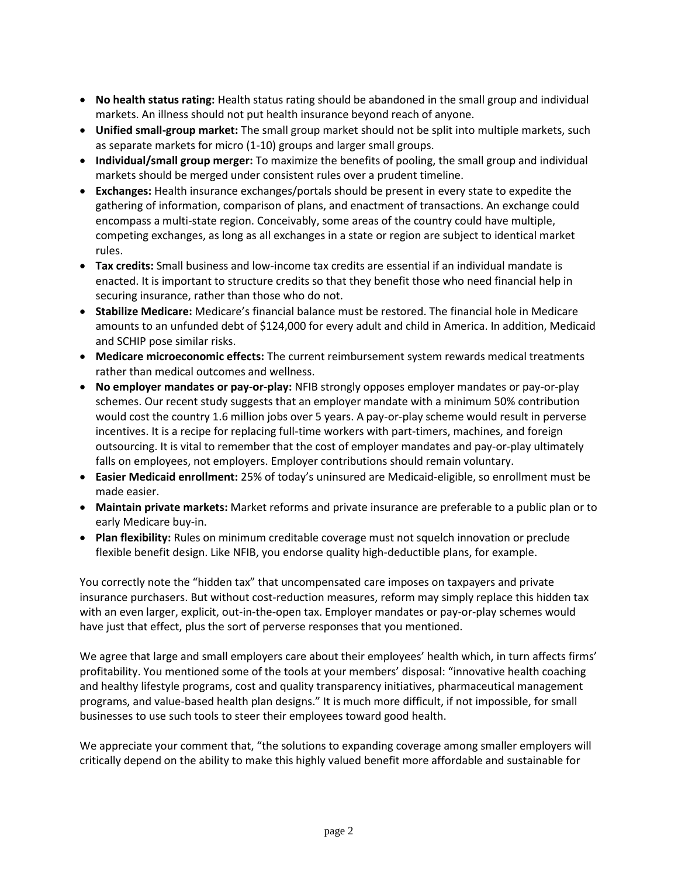- **No health status rating:** Health status rating should be abandoned in the small group and individual markets. An illness should not put health insurance beyond reach of anyone.
- **Unified small-group market:** The small group market should not be split into multiple markets, such as separate markets for micro (1-10) groups and larger small groups.
- **Individual/small group merger:** To maximize the benefits of pooling, the small group and individual markets should be merged under consistent rules over a prudent timeline.
- **Exchanges:** Health insurance exchanges/portals should be present in every state to expedite the gathering of information, comparison of plans, and enactment of transactions. An exchange could encompass a multi-state region. Conceivably, some areas of the country could have multiple, competing exchanges, as long as all exchanges in a state or region are subject to identical market rules.
- **Tax credits:** Small business and low-income tax credits are essential if an individual mandate is enacted. It is important to structure credits so that they benefit those who need financial help in securing insurance, rather than those who do not.
- **Stabilize Medicare:** Medicare's financial balance must be restored. The financial hole in Medicare amounts to an unfunded debt of $124,000 for every adult and child in America. In addition, Medicaid and SCHIP pose similar risks.
- **Medicare microeconomic effects:** The current reimbursement system rewards medical treatments rather than medical outcomes and wellness.
- **No employer mandates or pay-or-play:** NFIB strongly opposes employer mandates or pay-or-play schemes. Our recent study suggests that an employer mandate with a minimum 50% contribution would cost the country 1.6 million jobs over 5 years. A pay-or-play scheme would result in perverse incentives. It is a recipe for replacing full-time workers with part-timers, machines, and foreign outsourcing. It is vital to remember that the cost of employer mandates and pay-or-play ultimately falls on employees, not employers. Employer contributions should remain voluntary.
- **Easier Medicaid enrollment:** 25% of today's uninsured are Medicaid-eligible, so enrollment must be made easier.
- **Maintain private markets:** Market reforms and private insurance are preferable to a public plan or to early Medicare buy-in.
- **Plan flexibility:** Rules on minimum creditable coverage must not squelch innovation or preclude flexible benefit design. Like NFIB, you endorse quality high-deductible plans, for example.

You correctly note the "hidden tax" that uncompensated care imposes on taxpayers and private insurance purchasers. But without cost-reduction measures, reform may simply replace this hidden tax with an even larger, explicit, out-in-the-open tax. Employer mandates or pay-or-play schemes would have just that effect, plus the sort of perverse responses that you mentioned.

We agree that large and small employers care about their employees' health which, in turn affects firms' profitability. You mentioned some of the tools at your members' disposal: "innovative health coaching and healthy lifestyle programs, cost and quality transparency initiatives, pharmaceutical management programs, and value-based health plan designs." It is much more difficult, if not impossible, for small businesses to use such tools to steer their employees toward good health.

We appreciate your comment that, "the solutions to expanding coverage among smaller employers will critically depend on the ability to make this highly valued benefit more affordable and sustainable for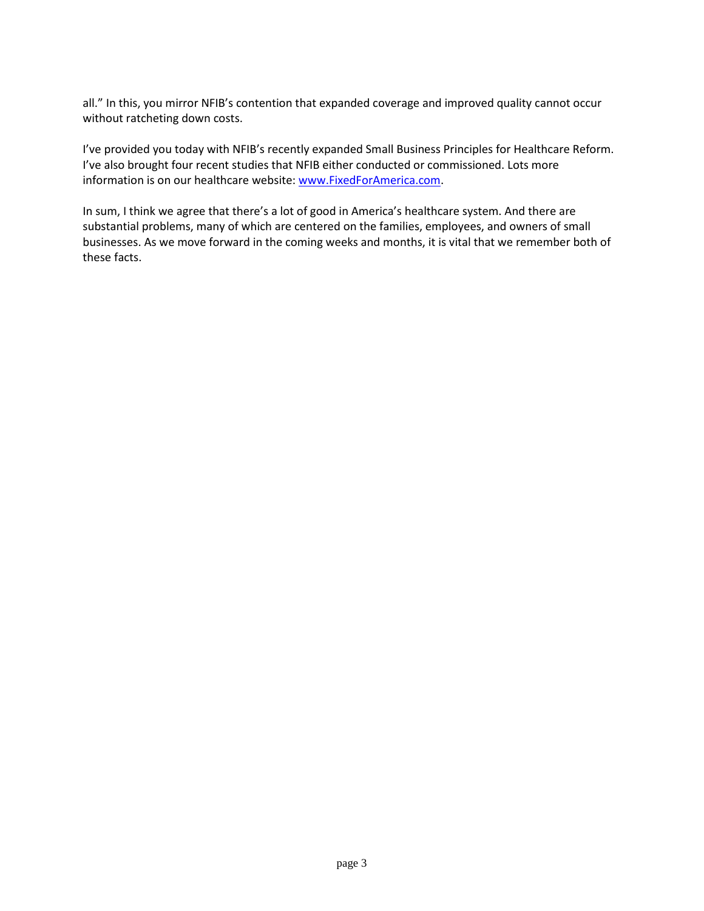all." In this, you mirror NFIB's contention that expanded coverage and improved quality cannot occur without ratcheting down costs.

I've provided you today with NFIB's recently expanded Small Business Principles for Healthcare Reform. I've also brought four recent studies that NFIB either conducted or commissioned. Lots more information is on our healthcare website: [www.FixedForAmerica.com](http://www.FixedForAmerica.com).

In sum, I think we agree that there's a lot of good in America's healthcare system. And there are substantial problems, many of which are centered on the families, employees, and owners of small businesses. As we move forward in the coming weeks and months, it is vital that we remember both of these facts.